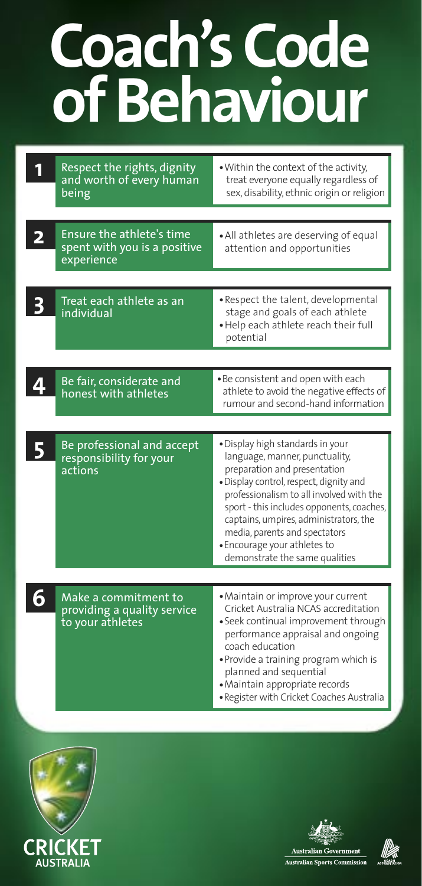# Coach's Code of Behaviour

| # | Principle | Guidelines |
|---|---|---|
| 1 | Respect the rights, dignity and worth of every human being | • Within the context of the activity, treat everyone equally regardless of sex, disability, ethnic origin or religion |
| 2 | Ensure the athlete's time spent with you is a positive experience | • All athletes are deserving of equal attention and opportunities |
| 3 | Treat each athlete as an individual | • Respect the talent, developmental stage and goals of each athlete<br>• Help each athlete reach their full potential |
| 4 | Be fair, considerate and honest with athletes | • Be consistent and open with each athlete to avoid the negative effects of rumour and second-hand information |
| 5 | Be professional and accept responsibility for your actions | • Display high standards in your language, manner, punctuality, preparation and presentation<br>• Display control, respect, dignity and professionalism to all involved with the sport - this includes opponents, coaches, captains, umpires, administrators, the media, parents and spectators<br>• Encourage your athletes to demonstrate the same qualities |
| 6 | Make a commitment to providing a quality service to your athletes | • Maintain or improve your current Cricket Australia NCAS accreditation<br>• Seek continual improvement through performance appraisal and ongoing coach education<br>• Provide a training program which is planned and sequential<br>• Maintain appropriate records<br>• Register with Cricket Coaches Australia |

CRICKET AUSTRALIA

Australian Government
Australian Sports Commission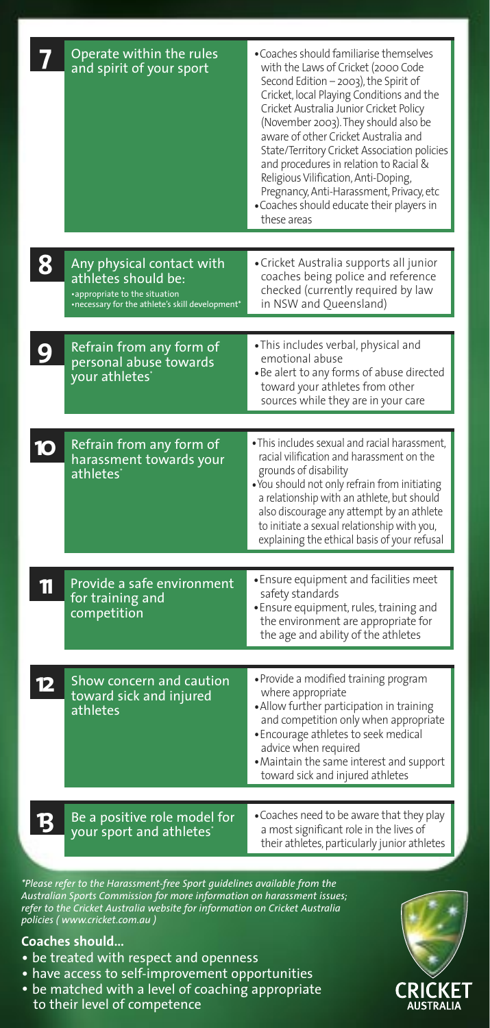| | | |
|---|---|---|
| 7 | Operate within the rules and spirit of your sport | • Coaches should familiarise themselves with the Laws of Cricket (2000 Code Second Edition – 2003), the Spirit of Cricket, local Playing Conditions and the Cricket Australia Junior Cricket Policy (November 2003). They should also be aware of other Cricket Australia and State/Territory Cricket Association policies and procedures in relation to Racial & Religious Vilification, Anti-Doping, Pregnancy, Anti-Harassment, Privacy, etc<br>• Coaches should educate their players in these areas |
| 8 | Any physical contact with athletes should be:<br>• appropriate to the situation<br>• necessary for the athlete's skill development* | • Cricket Australia supports all junior coaches being police and reference checked (currently required by law in NSW and Queensland) |
| 9 | Refrain from any form of personal abuse towards your athletes* | • This includes verbal, physical and emotional abuse<br>• Be alert to any forms of abuse directed toward your athletes from other sources while they are in your care |
| 10 | Refrain from any form of harassment towards your athletes* | • This includes sexual and racial harassment, racial vilification and harassment on the grounds of disability<br>• You should not only refrain from initiating a relationship with an athlete, but should also discourage any attempt by an athlete to initiate a sexual relationship with you, explaining the ethical basis of your refusal |
| 11 | Provide a safe environment for training and competition | • Ensure equipment and facilities meet safety standards<br>• Ensure equipment, rules, training and the environment are appropriate for the age and ability of the athletes |
| 12 | Show concern and caution toward sick and injured athletes | • Provide a modified training program where appropriate<br>• Allow further participation in training and competition only when appropriate<br>• Encourage athletes to seek medical advice when required<br>• Maintain the same interest and support toward sick and injured athletes |
| 13 | Be a positive role model for your sport and athletes* | • Coaches need to be aware that they play a most significant role in the lives of their athletes, particularly junior athletes |

*\*Please refer to the Harassment-free Sport guidelines available from the Australian Sports Commission for more information on harassment issues; refer to the Cricket Australia website for information on Cricket Australia policies ( www.cricket.com.au )*

**Coaches should...**

- be treated with respect and openness
- have access to self-improvement opportunities
- be matched with a level of coaching appropriate to their level of competence

CRICKET AUSTRALIA